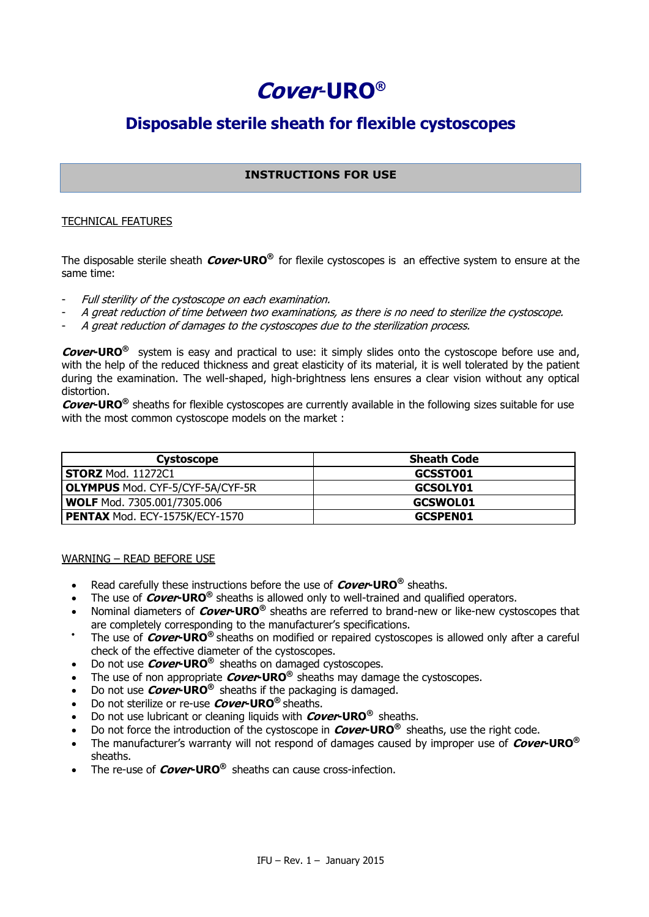# ***Cover*-URO®**

## Disposable sterile sheath for flexible cystoscopes

**INSTRUCTIONS FOR USE**

TECHNICAL FEATURES

The disposable sterile sheath ***Cover*-URO®** for flexile cystoscopes is an effective system to ensure at the same time:

- *Full sterility of the cystoscope on each examination.*
- *A great reduction of time between two examinations, as there is no need to sterilize the cystoscope.*
- *A great reduction of damages to the cystoscopes due to the sterilization process.*

***Cover*-URO®** system is easy and practical to use: it simply slides onto the cystoscope before use and, with the help of the reduced thickness and great elasticity of its material, it is well tolerated by the patient during the examination. The well-shaped, high-brightness lens ensures a clear vision without any optical distortion.
***Cover*-URO®** sheaths for flexible cystoscopes are currently available in the following sizes suitable for use with the most common cystoscope models on the market :

| Cystoscope | Sheath Code |
| --- | --- |
| **STORZ** Mod. 11272C1 | **GCSSTO01** |
| **OLYMPUS** Mod. CYF-5/CYF-5A/CYF-5R | **GCSOLY01** |
| **WOLF** Mod. 7305.001/7305.006 | **GCSWOL01** |
| **PENTAX** Mod. ECY-1575K/ECY-1570 | **GCSPEN01** |

WARNING – READ BEFORE USE

- Read carefully these instructions before the use of ***Cover*-URO®** sheaths.
- The use of ***Cover*-URO®** sheaths is allowed only to well-trained and qualified operators.
- Nominal diameters of ***Cover*-URO®** sheaths are referred to brand-new or like-new cystoscopes that are completely corresponding to the manufacturer's specifications.
- The use of ***Cover*-URO®** sheaths on modified or repaired cystoscopes is allowed only after a careful check of the effective diameter of the cystoscopes.
- Do not use ***Cover*-URO®** sheaths on damaged cystoscopes.
- The use of non appropriate ***Cover*-URO®** sheaths may damage the cystoscopes.
- Do not use ***Cover*-URO®** sheaths if the packaging is damaged.
- Do not sterilize or re-use ***Cover*-URO®** sheaths.
- Do not use lubricant or cleaning liquids with ***Cover*-URO®** sheaths.
- Do not force the introduction of the cystoscope in ***Cover*-URO®** sheaths, use the right code.
- The manufacturer's warranty will not respond of damages caused by improper use of ***Cover*-URO®** sheaths.
- The re-use of ***Cover*-URO®** sheaths can cause cross-infection.

IFU – Rev. 1 – January 2015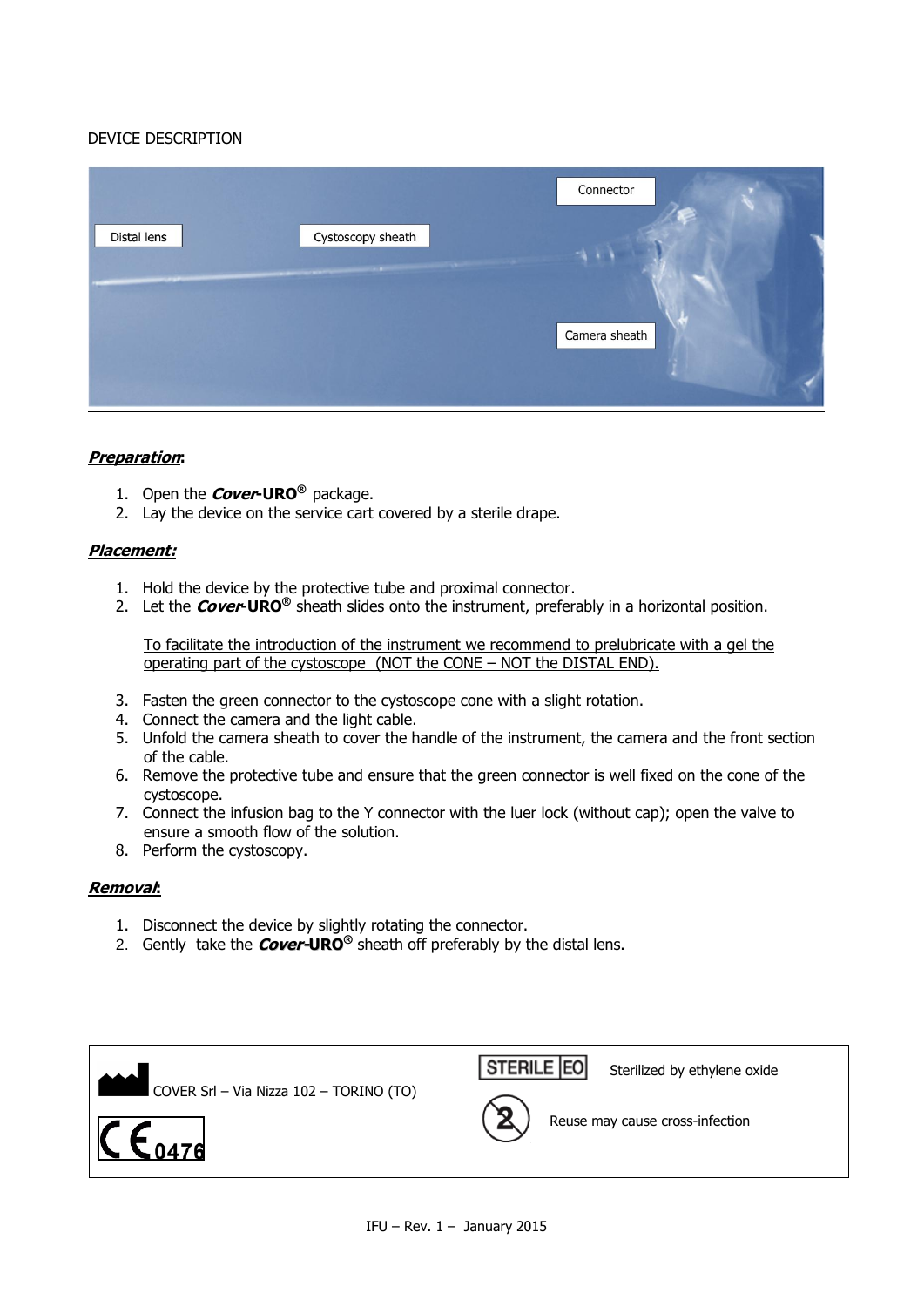DEVICE DESCRIPTION

Distal lens

Cystoscopy sheath

Connector

Camera sheath

***Preparation*:**

1. Open the ***Cover*-URO®** package.
2. Lay the device on the service cart covered by a sterile drape.

***Placement:***

1. Hold the device by the protective tube and proximal connector.
2. Let the ***Cover*-URO®** sheath slides onto the instrument, preferably in a horizontal position.

   To facilitate the introduction of the instrument we recommend to prelubricate with a gel the operating part of the cystoscope (NOT the CONE – NOT the DISTAL END).

3. Fasten the green connector to the cystoscope cone with a slight rotation.
4. Connect the camera and the light cable.
5. Unfold the camera sheath to cover the handle of the instrument, the camera and the front section of the cable.
6. Remove the protective tube and ensure that the green connector is well fixed on the cone of the cystoscope.
7. Connect the infusion bag to the Y connector with the luer lock (without cap); open the valve to ensure a smooth flow of the solution.
8. Perform the cystoscopy.

***Removal*:**

1. Disconnect the device by slightly rotating the connector.
2. Gently take the ***Cover*-URO®** sheath off preferably by the distal lens.

| | |
|---|---|
| COVER Srl – Via Nizza 102 – TORINO (TO) | STERILE EO Sterilized by ethylene oxide |
| CE 0476 | Reuse may cause cross-infection |

IFU – Rev. 1 – January 2015